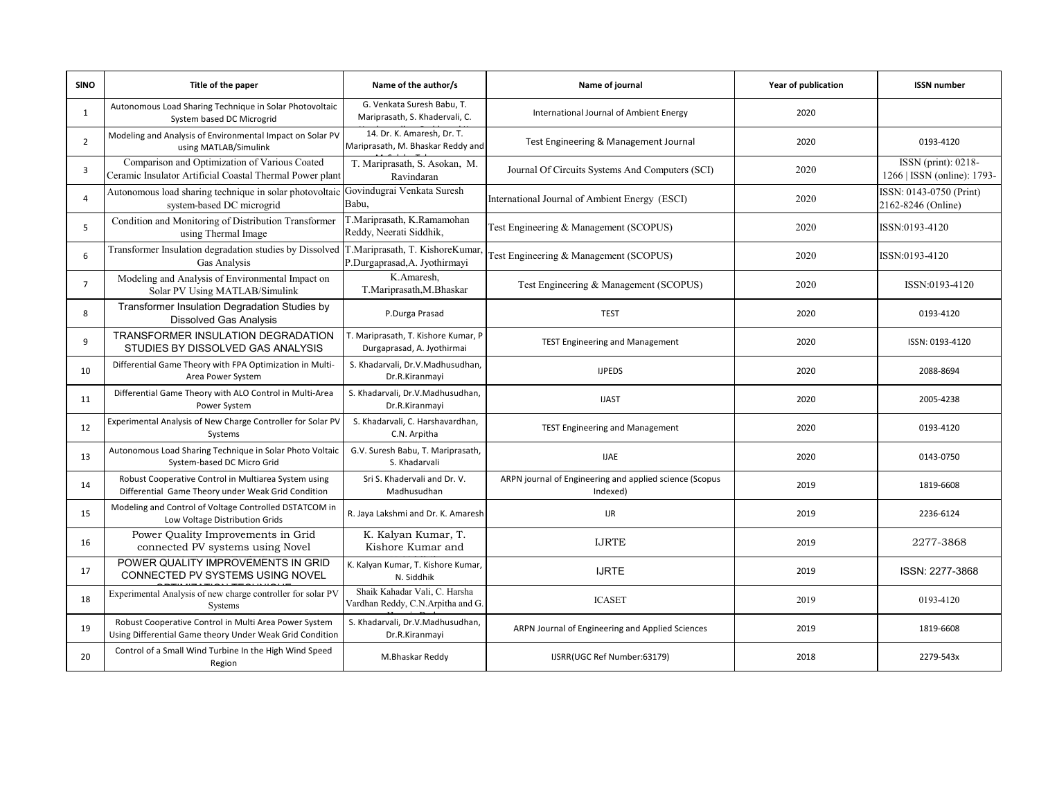| SlNO | Title of the paper | Name of the author/s | Name of journal | Year of publication | ISSN number |
|---|---|---|---|---|---|
| 1 | Autonomous Load Sharing Technique in Solar Photovoltaic System based DC Microgrid | G. Venkata Suresh Babu, T. Mariprasath, S. Khadervali, C. | International Journal of Ambient Energy | 2020 | |
| 2 | Modeling and Analysis of Environmental Impact on Solar PV using MATLAB/Simulink | 14. Dr. K. Amaresh, Dr. T. Mariprasath, M. Bhaskar Reddy and | Test Engineering & Management Journal | 2020 | 0193-4120 |
| 3 | Comparison and Optimization of Various Coated Ceramic Insulator Artificial Coastal Thermal Power plant | T. Mariprasath, S. Asokan, M. Ravindaran | Journal Of Circuits Systems And Computers (SCI) | 2020 | ISSN (print): 0218-1266 \| ISSN (online): 1793- |
| 4 | Autonomous load sharing technique in solar photovoltaic system-based DC microgrid | Govindugrai Venkata Suresh Babu, | International Journal of Ambient Energy (ESCI) | 2020 | ISSN: 0143-0750 (Print) 2162-8246 (Online) |
| 5 | Condition and Monitoring of Distribution Transformer using Thermal Image | T.Mariprasath, K.Ramamohan Reddy, Neerati Siddhik, | Test Engineering & Management (SCOPUS) | 2020 | ISSN:0193-4120 |
| 6 | Transformer Insulation degradation studies by Dissolved Gas Analysis | T.Mariprasath, T. KishoreKumar, P.Durgaprasad,A. Jyothirmayi | Test Engineering & Management (SCOPUS) | 2020 | ISSN:0193-4120 |
| 7 | Modeling and Analysis of Environmental Impact on Solar PV Using MATLAB/Simulink | K.Amaresh, T.Mariprasath,M.Bhaskar | Test Engineering & Management (SCOPUS) | 2020 | ISSN:0193-4120 |
| 8 | Transformer Insulation Degradation Studies by Dissolved Gas Analysis | P.Durga Prasad | TEST | 2020 | 0193-4120 |
| 9 | TRANSFORMER INSULATION DEGRADATION STUDIES BY DISSOLVED GAS ANALYSIS | T. Mariprasath, T. Kishore Kumar, P Durgaprasad, A. Jyothirmai | TEST Engineering and Management | 2020 | ISSN: 0193-4120 |
| 10 | Differential Game Theory with FPA Optimization in Multi-Area Power System | S. Khadarvali, Dr.V.Madhusudhan, Dr.R.Kiranmayi | IJPEDS | 2020 | 2088-8694 |
| 11 | Differential Game Theory with ALO Control in Multi-Area Power System | S. Khadarvali, Dr.V.Madhusudhan, Dr.R.Kiranmayi | IJAST | 2020 | 2005-4238 |
| 12 | Experimental Analysis of New Charge Controller for Solar PV Systems | S. Khadarvali, C. Harshavardhan, C.N. Arpitha | TEST Engineering and Management | 2020 | 0193-4120 |
| 13 | Autonomous Load Sharing Technique in Solar Photo Voltaic System-based DC Micro Grid | G.V. Suresh Babu, T. Mariprasath, S. Khadarvali | IJAE | 2020 | 0143-0750 |
| 14 | Robust Cooperative Control in Multiarea System using Differential Game Theory under Weak Grid Condition | Sri S. Khadervali and Dr. V. Madhusudhan | ARPN journal of Engineering and applied science (Scopus Indexed) | 2019 | 1819-6608 |
| 15 | Modeling and Control of Voltage Controlled DSTATCOM in Low Voltage Distribution Grids | R. Jaya Lakshmi and Dr. K. Amaresh | IJR | 2019 | 2236-6124 |
| 16 | Power Quality Improvements in Grid connected PV systems using Novel | K. Kalyan Kumar, T. Kishore Kumar and | IJRTE | 2019 | 2277-3868 |
| 17 | POWER QUALITY IMPROVEMENTS IN GRID CONNECTED PV SYSTEMS USING NOVEL | K. Kalyan Kumar, T. Kishore Kumar, N. Siddhik | IJRTE | 2019 | ISSN: 2277-3868 |
| 18 | Experimental Analysis of new charge controller for solar PV Systems | Shaik Kahadar Vali, C. Harsha Vardhan Reddy, C.N.Arpitha and G. | ICASET | 2019 | 0193-4120 |
| 19 | Robust Cooperative Control in Multi Area Power System Using Differential Game theory Under Weak Grid Condition | S. Khadarvali, Dr.V.Madhusudhan, Dr.R.Kiranmayi | ARPN Journal of Engineering and Applied Sciences | 2019 | 1819-6608 |
| 20 | Control of a Small Wind Turbine In the High Wind Speed Region | M.Bhaskar Reddy | IJSRR(UGC Ref Number:63179) | 2018 | 2279-543x |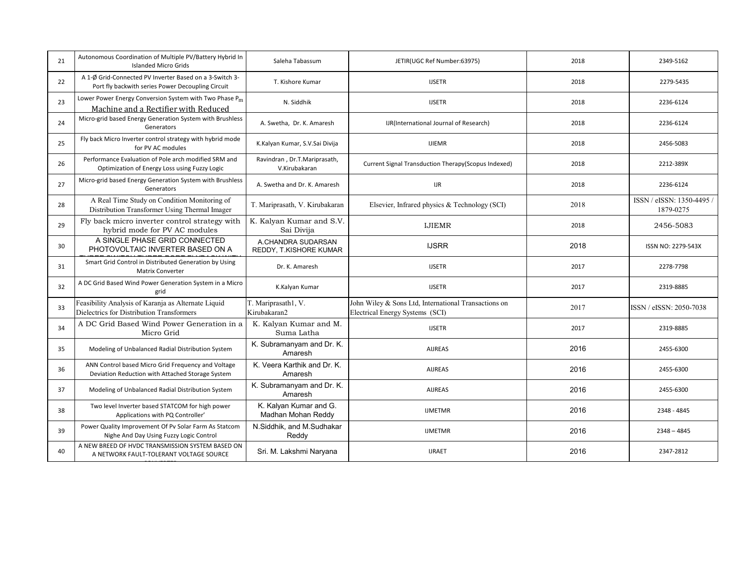| 21 | Autonomous Coordination of Multiple PV/Battery Hybrid In Islanded Micro Grids | Saleha Tabassum | JETIR(UGC Ref Number:63975) | 2018 | 2349-5162 |
|---|---|---|---|---|---|
| 22 | A 1-Ø Grid-Connected PV Inverter Based on a 3-Switch 3-Port fly backwith series Power Decoupling Circuit | T. Kishore Kumar | IJSETR | 2018 | 2279-5435 |
| 23 | Lower Power Energy Conversion System with Two Phase $P_m$ Machine and a Rectifier with Reduced | N. Siddhik | IJSETR | 2018 | 2236-6124 |
| 24 | Micro-grid based Energy Generation System with Brushless Generators | A. Swetha, Dr. K. Amaresh | IJR(International Journal of Research) | 2018 | 2236-6124 |
| 25 | Fly back Micro Inverter control strategy with hybrid mode for PV AC modules | K.Kalyan Kumar, S.V.Sai Divija | IJIEMR | 2018 | 2456-5083 |
| 26 | Performance Evaluation of Pole arch modified SRM and Optimization of Energy Loss using Fuzzy Logic | Ravindran , Dr.T.Mariprasath, V.Kirubakaran | Current Signal Transduction Therapy(Scopus Indexed) | 2018 | 2212-389X |
| 27 | Micro-grid based Energy Generation System with Brushless Generators | A. Swetha and Dr. K. Amaresh | IJR | 2018 | 2236-6124 |
| 28 | A Real Time Study on Condition Monitoring of Distribution Transformer Using Thermal Imager | T. Mariprasath, V. Kirubakaran | Elsevier, Infrared physics & Technology (SCI) | 2018 | ISSN / eISSN: 1350-4495 / 1879-0275 |
| 29 | Fly back micro inverter control strategy with hybrid mode for PV AC modules | K. Kalyan Kumar and S.V. Sai Divija | IJIEMR | 2018 | 2456-5083 |
| 30 | A SINGLE PHASE GRID CONNECTED PHOTOVOLTAIC INVERTER BASED ON A | A.CHANDRA SUDARSAN REDDY, T.KISHORE KUMAR | IJSRR | 2018 | ISSN NO: 2279-543X |
| 31 | Smart Grid Control in Distributed Generation by Using Matrix Converter | Dr. K. Amaresh | IJSETR | 2017 | 2278-7798 |
| 32 | A DC Grid Based Wind Power Generation System in a Micro grid | K.Kalyan Kumar | IJSETR | 2017 | 2319-8885 |
| 33 | Feasibility Analysis of Karanja as Alternate Liquid Dielectrics for Distribution Transformers | T. Mariprasath1, V. Kirubakaran2 | John Wiley & Sons Ltd, International Transactions on Electrical Energy Systems (SCI) | 2017 | ISSN / eISSN: 2050-7038 |
| 34 | A DC Grid Based Wind Power Generation in a Micro Grid | K. Kalyan Kumar and M. Suma Latha | IJSETR | 2017 | 2319-8885 |
| 35 | Modeling of Unbalanced Radial Distribution System | K. Subramanyam and Dr. K. Amaresh | AIJREAS | 2016 | 2455-6300 |
| 36 | ANN Control based Micro Grid Frequency and Voltage Deviation Reduction with Attached Storage System | K. Veera Karthik and Dr. K. Amaresh | AIJREAS | 2016 | 2455-6300 |
| 37 | Modeling of Unbalanced Radial Distribution System | K. Subramanyam and Dr. K. Amaresh | AIJREAS | 2016 | 2455-6300 |
| 38 | Two level Inverter based STATCOM for high power Applications with PQ Controller' | K. Kalyan Kumar and G. Madhan Mohan Reddy | IJMETMR | 2016 | 2348 - 4845 |
| 39 | Power Quality Improvement Of Pv Solar Farm As Statcom Nighe And Day Using Fuzzy Logic Control | N.Siddhik, and M.Sudhakar Reddy | IJMETMR | 2016 | 2348 – 4845 |
| 40 | A NEW BREED OF HVDC TRANSMISSION SYSTEM BASED ON A NETWORK FAULT-TOLERANT VOLTAGE SOURCE | Sri. M. Lakshmi Naryana | IJRAET | 2016 | 2347-2812 |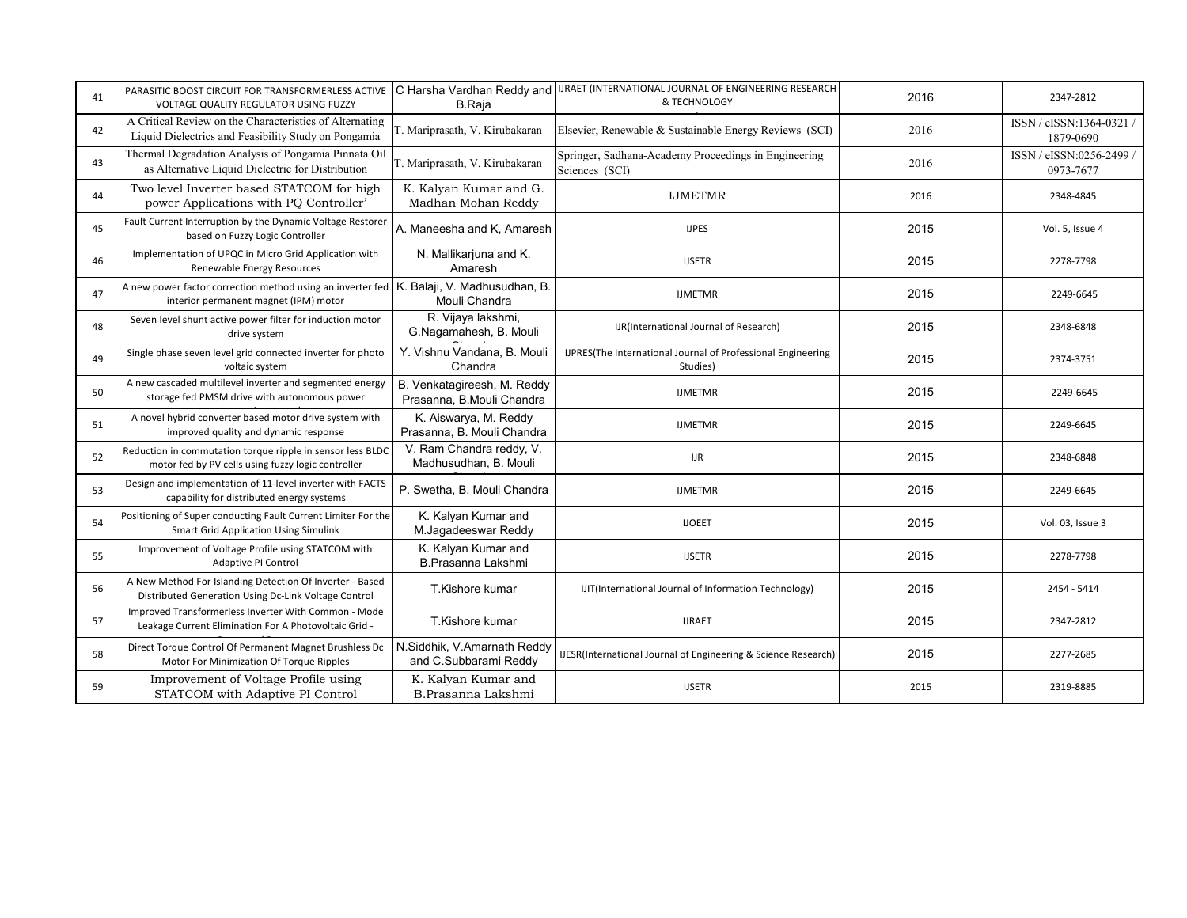| | | | | | |
|---|---|---|---|---|---|
| 41 | PARASITIC BOOST CIRCUIT FOR TRANSFORMERLESS ACTIVE VOLTAGE QUALITY REGULATOR USING FUZZY | C Harsha Vardhan Reddy and B.Raja | IJRAET (INTERNATIONAL JOURNAL OF ENGINEERING RESEARCH & TECHNOLOGY | 2016 | 2347-2812 |
| 42 | A Critical Review on the Characteristics of Alternating Liquid Dielectrics and Feasibility Study on Pongamia | T. Mariprasath, V. Kirubakaran | Elsevier, Renewable & Sustainable Energy Reviews (SCI) | 2016 | ISSN / eISSN:1364-0321 / 1879-0690 |
| 43 | Thermal Degradation Analysis of Pongamia Pinnata Oil as Alternative Liquid Dielectric for Distribution | T. Mariprasath, V. Kirubakaran | Springer, Sadhana-Academy Proceedings in Engineering Sciences (SCI) | 2016 | ISSN / eISSN:0256-2499 / 0973-7677 |
| 44 | Two level Inverter based STATCOM for high power Applications with PQ Controller' | K. Kalyan Kumar and G. Madhan Mohan Reddy | IJMETMR | 2016 | 2348-4845 |
| 45 | Fault Current Interruption by the Dynamic Voltage Restorer based on Fuzzy Logic Controller | A. Maneesha and K, Amaresh | IJPES | 2015 | Vol. 5, Issue 4 |
| 46 | Implementation of UPQC in Micro Grid Application with Renewable Energy Resources | N. Mallikarjuna and K. Amaresh | IJSETR | 2015 | 2278-7798 |
| 47 | A new power factor correction method using an inverter fed interior permanent magnet (IPM) motor | K. Balaji, V. Madhusudhan, B. Mouli Chandra | IJMETMR | 2015 | 2249-6645 |
| 48 | Seven level shunt active power filter for induction motor drive system | R. Vijaya lakshmi, G.Nagamahesh, B. Mouli | IJR(International Journal of Research) | 2015 | 2348-6848 |
| 49 | Single phase seven level grid connected inverter for photo voltaic system | Y. Vishnu Vandana, B. Mouli Chandra | IJPRES(The International Journal of Professional Engineering Studies) | 2015 | 2374-3751 |
| 50 | A new cascaded multilevel inverter and segmented energy storage fed PMSM drive with autonomous power | B. Venkatagireesh, M. Reddy Prasanna, B.Mouli Chandra | IJMETMR | 2015 | 2249-6645 |
| 51 | A novel hybrid converter based motor drive system with improved quality and dynamic response | K. Aiswarya, M. Reddy Prasanna, B. Mouli Chandra | IJMETMR | 2015 | 2249-6645 |
| 52 | Reduction in commutation torque ripple in sensor less BLDC motor fed by PV cells using fuzzy logic controller | V. Ram Chandra reddy, V. Madhusudhan, B. Mouli | IJR | 2015 | 2348-6848 |
| 53 | Design and implementation of 11-level inverter with FACTS capability for distributed energy systems | P. Swetha, B. Mouli Chandra | IJMETMR | 2015 | 2249-6645 |
| 54 | Positioning of Super conducting Fault Current Limiter For the Smart Grid Application Using Simulink | K. Kalyan Kumar and M.Jagadeeswar Reddy | IJOEET | 2015 | Vol. 03, Issue 3 |
| 55 | Improvement of Voltage Profile using STATCOM with Adaptive PI Control | K. Kalyan Kumar and B.Prasanna Lakshmi | IJSETR | 2015 | 2278-7798 |
| 56 | A New Method For Islanding Detection Of Inverter - Based Distributed Generation Using Dc-Link Voltage Control | T.Kishore kumar | IJIT(International Journal of Information Technology) | 2015 | 2454 - 5414 |
| 57 | Improved Transformerless Inverter With Common - Mode Leakage Current Elimination For A Photovoltaic Grid - | T.Kishore kumar | IJRAET | 2015 | 2347-2812 |
| 58 | Direct Torque Control Of Permanent Magnet Brushless Dc Motor For Minimization Of Torque Ripples | N.Siddhik, V.Amarnath Reddy and C.Subbarami Reddy | IJESR(International Journal of Engineering & Science Research) | 2015 | 2277-2685 |
| 59 | Improvement of Voltage Profile using STATCOM with Adaptive PI Control | K. Kalyan Kumar and B.Prasanna Lakshmi | IJSETR | 2015 | 2319-8885 |